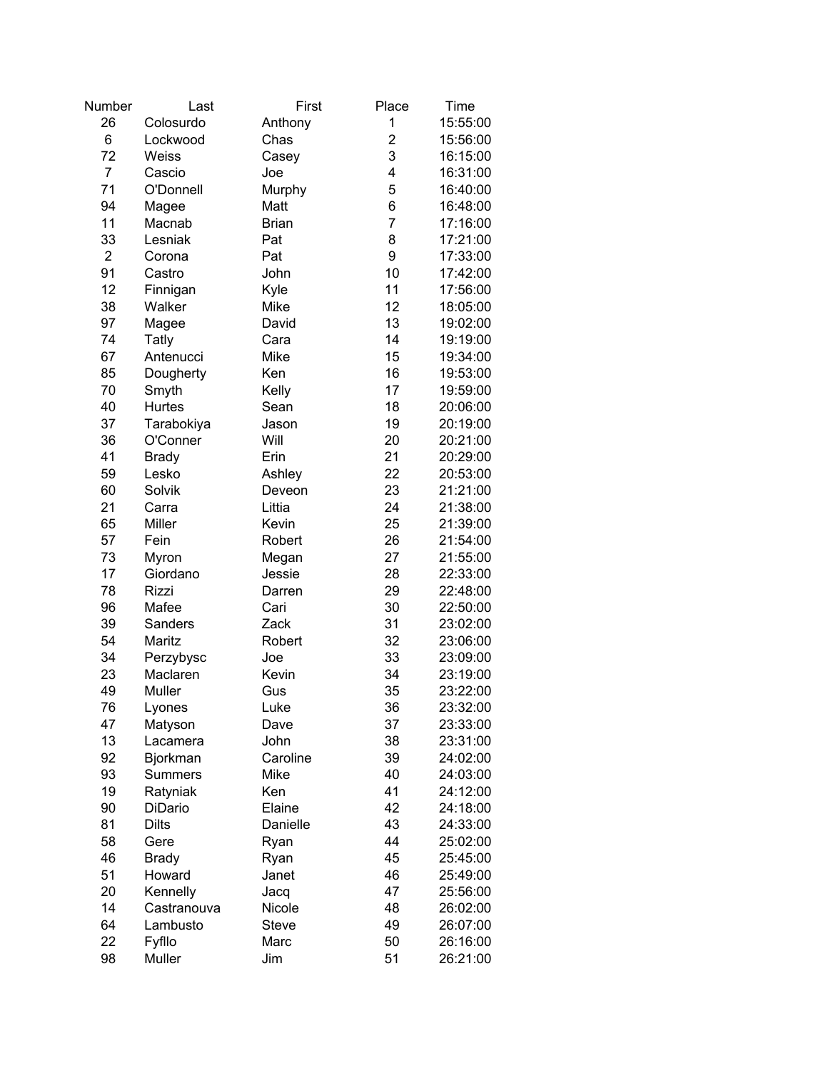| Number | Last | First | Place | Time |
| --- | --- | --- | --- | --- |
| 26 | Colosurdo | Anthony | 1 | 15:55:00 |
| 6 | Lockwood | Chas | 2 | 15:56:00 |
| 72 | Weiss | Casey | 3 | 16:15:00 |
| 7 | Cascio | Joe | 4 | 16:31:00 |
| 71 | O'Donnell | Murphy | 5 | 16:40:00 |
| 94 | Magee | Matt | 6 | 16:48:00 |
| 11 | Macnab | Brian | 7 | 17:16:00 |
| 33 | Lesniak | Pat | 8 | 17:21:00 |
| 2 | Corona | Pat | 9 | 17:33:00 |
| 91 | Castro | John | 10 | 17:42:00 |
| 12 | Finnigan | Kyle | 11 | 17:56:00 |
| 38 | Walker | Mike | 12 | 18:05:00 |
| 97 | Magee | David | 13 | 19:02:00 |
| 74 | Tatly | Cara | 14 | 19:19:00 |
| 67 | Antenucci | Mike | 15 | 19:34:00 |
| 85 | Dougherty | Ken | 16 | 19:53:00 |
| 70 | Smyth | Kelly | 17 | 19:59:00 |
| 40 | Hurtes | Sean | 18 | 20:06:00 |
| 37 | Tarabokiya | Jason | 19 | 20:19:00 |
| 36 | O'Conner | Will | 20 | 20:21:00 |
| 41 | Brady | Erin | 21 | 20:29:00 |
| 59 | Lesko | Ashley | 22 | 20:53:00 |
| 60 | Solvik | Deveon | 23 | 21:21:00 |
| 21 | Carra | Littia | 24 | 21:38:00 |
| 65 | Miller | Kevin | 25 | 21:39:00 |
| 57 | Fein | Robert | 26 | 21:54:00 |
| 73 | Myron | Megan | 27 | 21:55:00 |
| 17 | Giordano | Jessie | 28 | 22:33:00 |
| 78 | Rizzi | Darren | 29 | 22:48:00 |
| 96 | Mafee | Cari | 30 | 22:50:00 |
| 39 | Sanders | Zack | 31 | 23:02:00 |
| 54 | Maritz | Robert | 32 | 23:06:00 |
| 34 | Perzybysc | Joe | 33 | 23:09:00 |
| 23 | Maclaren | Kevin | 34 | 23:19:00 |
| 49 | Muller | Gus | 35 | 23:22:00 |
| 76 | Lyones | Luke | 36 | 23:32:00 |
| 47 | Matyson | Dave | 37 | 23:33:00 |
| 13 | Lacamera | John | 38 | 23:31:00 |
| 92 | Bjorkman | Caroline | 39 | 24:02:00 |
| 93 | Summers | Mike | 40 | 24:03:00 |
| 19 | Ratyniak | Ken | 41 | 24:12:00 |
| 90 | DiDario | Elaine | 42 | 24:18:00 |
| 81 | Dilts | Danielle | 43 | 24:33:00 |
| 58 | Gere | Ryan | 44 | 25:02:00 |
| 46 | Brady | Ryan | 45 | 25:45:00 |
| 51 | Howard | Janet | 46 | 25:49:00 |
| 20 | Kennelly | Jacq | 47 | 25:56:00 |
| 14 | Castranouva | Nicole | 48 | 26:02:00 |
| 64 | Lambusto | Steve | 49 | 26:07:00 |
| 22 | Fyfllo | Marc | 50 | 26:16:00 |
| 98 | Muller | Jim | 51 | 26:21:00 |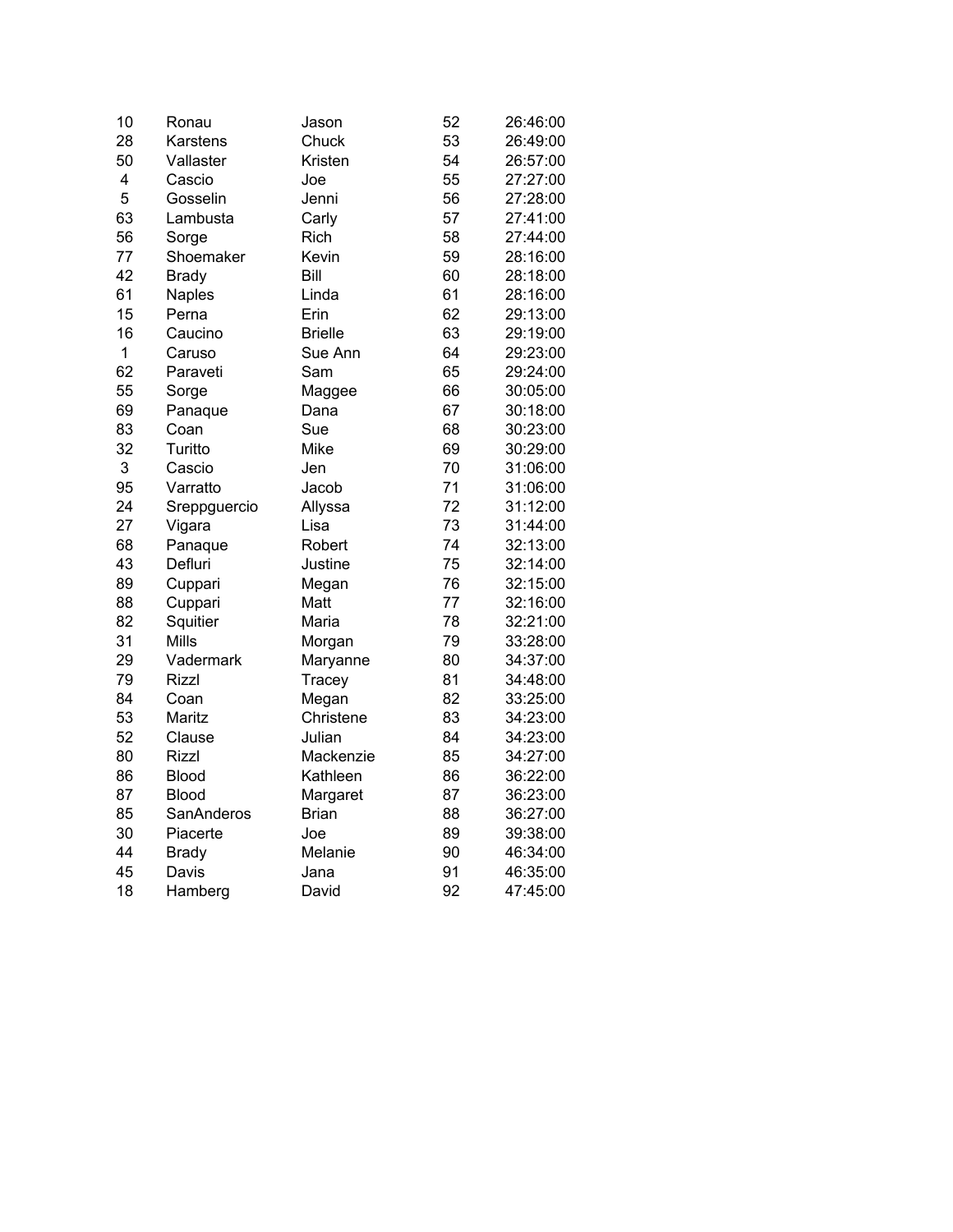| | | | | |
|---|---|---|---|---|
| 10 | Ronau | Jason | 52 | 26:46:00 |
| 28 | Karstens | Chuck | 53 | 26:49:00 |
| 50 | Vallaster | Kristen | 54 | 26:57:00 |
| 4 | Cascio | Joe | 55 | 27:27:00 |
| 5 | Gosselin | Jenni | 56 | 27:28:00 |
| 63 | Lambusta | Carly | 57 | 27:41:00 |
| 56 | Sorge | Rich | 58 | 27:44:00 |
| 77 | Shoemaker | Kevin | 59 | 28:16:00 |
| 42 | Brady | Bill | 60 | 28:18:00 |
| 61 | Naples | Linda | 61 | 28:16:00 |
| 15 | Perna | Erin | 62 | 29:13:00 |
| 16 | Caucino | Brielle | 63 | 29:19:00 |
| 1 | Caruso | Sue Ann | 64 | 29:23:00 |
| 62 | Paraveti | Sam | 65 | 29:24:00 |
| 55 | Sorge | Maggee | 66 | 30:05:00 |
| 69 | Panaque | Dana | 67 | 30:18:00 |
| 83 | Coan | Sue | 68 | 30:23:00 |
| 32 | Turitto | Mike | 69 | 30:29:00 |
| 3 | Cascio | Jen | 70 | 31:06:00 |
| 95 | Varratto | Jacob | 71 | 31:06:00 |
| 24 | Sreppguercio | Allyssa | 72 | 31:12:00 |
| 27 | Vigara | Lisa | 73 | 31:44:00 |
| 68 | Panaque | Robert | 74 | 32:13:00 |
| 43 | Defluri | Justine | 75 | 32:14:00 |
| 89 | Cuppari | Megan | 76 | 32:15:00 |
| 88 | Cuppari | Matt | 77 | 32:16:00 |
| 82 | Squitier | Maria | 78 | 32:21:00 |
| 31 | Mills | Morgan | 79 | 33:28:00 |
| 29 | Vadermark | Maryanne | 80 | 34:37:00 |
| 79 | Rizzl | Tracey | 81 | 34:48:00 |
| 84 | Coan | Megan | 82 | 33:25:00 |
| 53 | Maritz | Christene | 83 | 34:23:00 |
| 52 | Clause | Julian | 84 | 34:23:00 |
| 80 | Rizzl | Mackenzie | 85 | 34:27:00 |
| 86 | Blood | Kathleen | 86 | 36:22:00 |
| 87 | Blood | Margaret | 87 | 36:23:00 |
| 85 | SanAnderos | Brian | 88 | 36:27:00 |
| 30 | Piacerte | Joe | 89 | 39:38:00 |
| 44 | Brady | Melanie | 90 | 46:34:00 |
| 45 | Davis | Jana | 91 | 46:35:00 |
| 18 | Hamberg | David | 92 | 47:45:00 |